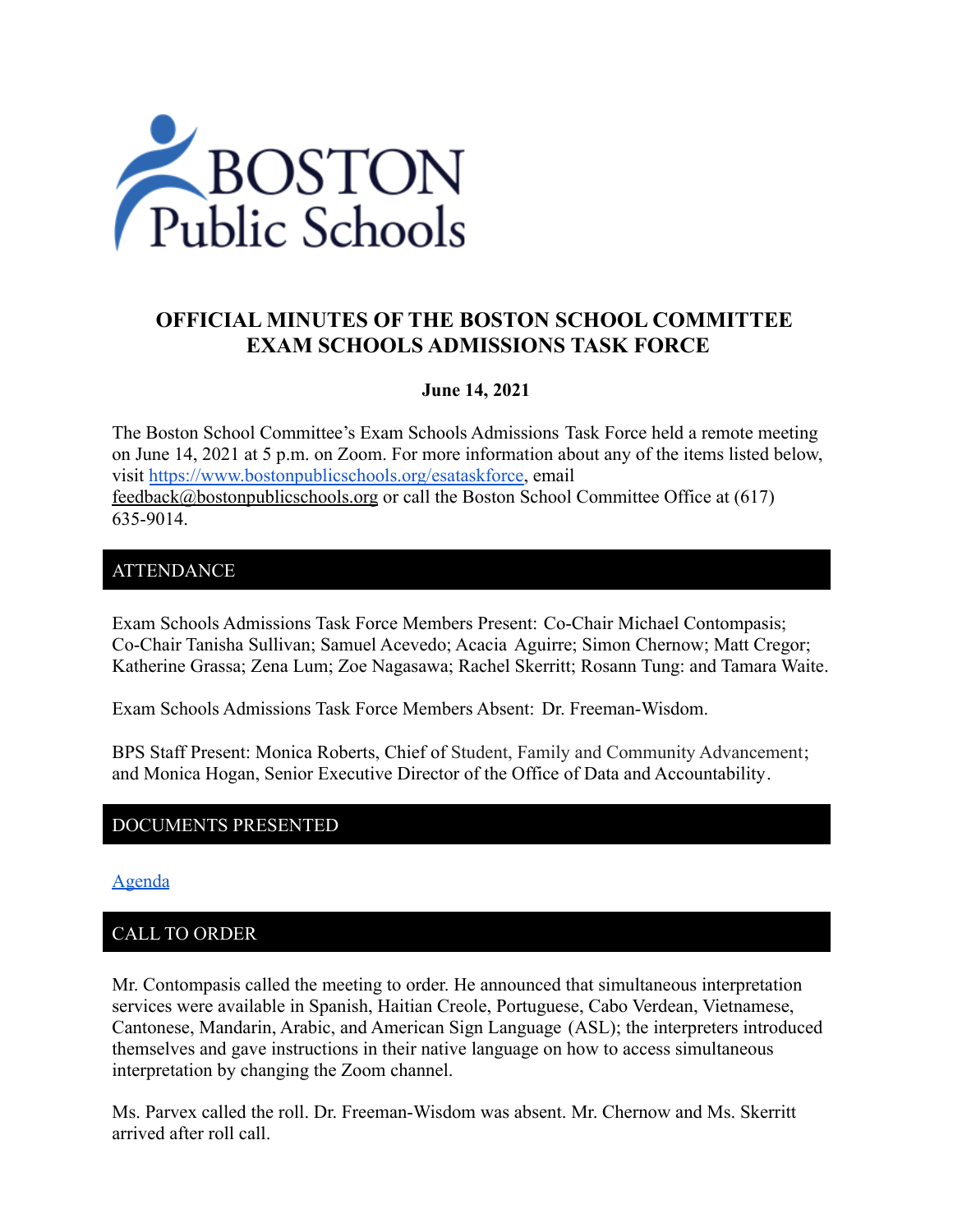# OFFICIAL MINUTES OF THE BOSTON SCHOOL COMMITTEE EXAM SCHOOLS ADMISSIONS TASK FORCE

**June 14, 2021**

The Boston School Committee's Exam Schools Admissions Task Force held a remote meeting on June 14, 2021 at 5 p.m. on Zoom. For more information about any of the items listed below, visit [https://www.bostonpublicschools.org/esataskforce](https://www.bostonpublicschools.org/esataskforce), email feedback@bostonpublicschools.org or call the Boston School Committee Office at (617) 635-9014.

## ATTENDANCE

Exam Schools Admissions Task Force Members Present: Co-Chair Michael Contompasis; Co-Chair Tanisha Sullivan; Samuel Acevedo; Acacia Aguirre; Simon Chernow; Matt Cregor; Katherine Grassa; Zena Lum; Zoe Nagasawa; Rachel Skerritt; Rosann Tung: and Tamara Waite.

Exam Schools Admissions Task Force Members Absent: Dr. Freeman-Wisdom.

BPS Staff Present: Monica Roberts, Chief of Student, Family and Community Advancement; and Monica Hogan, Senior Executive Director of the Office of Data and Accountability.

## DOCUMENTS PRESENTED

[Agenda]()

## CALL TO ORDER

Mr. Contompasis called the meeting to order. He announced that simultaneous interpretation services were available in Spanish, Haitian Creole, Portuguese, Cabo Verdean, Vietnamese, Cantonese, Mandarin, Arabic, and American Sign Language (ASL); the interpreters introduced themselves and gave instructions in their native language on how to access simultaneous interpretation by changing the Zoom channel.

Ms. Parvex called the roll. Dr. Freeman-Wisdom was absent. Mr. Chernow and Ms. Skerritt arrived after roll call.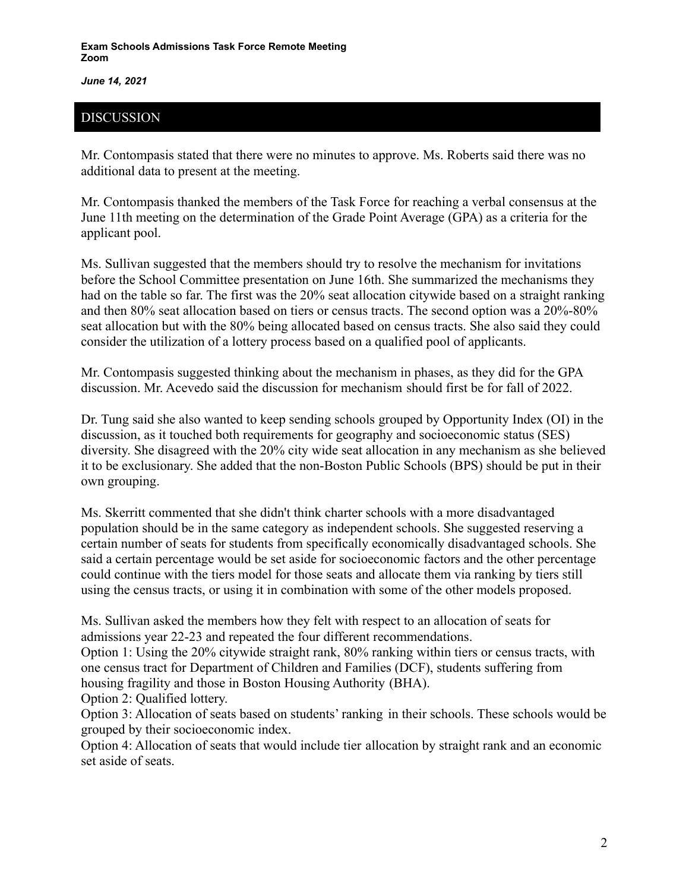## DISCUSSION

Mr. Contompasis stated that there were no minutes to approve. Ms. Roberts said there was no additional data to present at the meeting.

Mr. Contompasis thanked the members of the Task Force for reaching a verbal consensus at the June 11th meeting on the determination of the Grade Point Average (GPA) as a criteria for the applicant pool.

Ms. Sullivan suggested that the members should try to resolve the mechanism for invitations before the School Committee presentation on June 16th. She summarized the mechanisms they had on the table so far. The first was the 20% seat allocation citywide based on a straight ranking and then 80% seat allocation based on tiers or census tracts. The second option was a 20%-80% seat allocation but with the 80% being allocated based on census tracts. She also said they could consider the utilization of a lottery process based on a qualified pool of applicants.

Mr. Contompasis suggested thinking about the mechanism in phases, as they did for the GPA discussion. Mr. Acevedo said the discussion for mechanism should first be for fall of 2022.

Dr. Tung said she also wanted to keep sending schools grouped by Opportunity Index (OI) in the discussion, as it touched both requirements for geography and socioeconomic status (SES) diversity. She disagreed with the 20% city wide seat allocation in any mechanism as she believed it to be exclusionary. She added that the non-Boston Public Schools (BPS) should be put in their own grouping.

Ms. Skerritt commented that she didn't think charter schools with a more disadvantaged population should be in the same category as independent schools. She suggested reserving a certain number of seats for students from specifically economically disadvantaged schools. She said a certain percentage would be set aside for socioeconomic factors and the other percentage could continue with the tiers model for those seats and allocate them via ranking by tiers still using the census tracts, or using it in combination with some of the other models proposed.

Ms. Sullivan asked the members how they felt with respect to an allocation of seats for admissions year 22-23 and repeated the four different recommendations.

Option 1: Using the 20% citywide straight rank, 80% ranking within tiers or census tracts, with one census tract for Department of Children and Families (DCF), students suffering from housing fragility and those in Boston Housing Authority (BHA).

Option 2: Qualified lottery.

Option 3: Allocation of seats based on students' ranking in their schools. These schools would be grouped by their socioeconomic index.

Option 4: Allocation of seats that would include tier allocation by straight rank and an economic set aside of seats.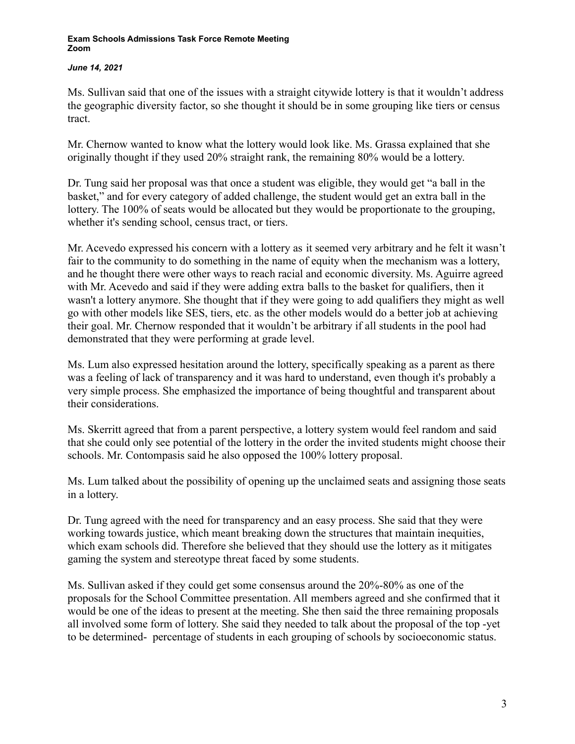Ms. Sullivan said that one of the issues with a straight citywide lottery is that it wouldn't address the geographic diversity factor, so she thought it should be in some grouping like tiers or census tract.

Mr. Chernow wanted to know what the lottery would look like. Ms. Grassa explained that she originally thought if they used 20% straight rank, the remaining 80% would be a lottery.

Dr. Tung said her proposal was that once a student was eligible, they would get "a ball in the basket," and for every category of added challenge, the student would get an extra ball in the lottery. The 100% of seats would be allocated but they would be proportionate to the grouping, whether it's sending school, census tract, or tiers.

Mr. Acevedo expressed his concern with a lottery as it seemed very arbitrary and he felt it wasn't fair to the community to do something in the name of equity when the mechanism was a lottery, and he thought there were other ways to reach racial and economic diversity. Ms. Aguirre agreed with Mr. Acevedo and said if they were adding extra balls to the basket for qualifiers, then it wasn't a lottery anymore. She thought that if they were going to add qualifiers they might as well go with other models like SES, tiers, etc. as the other models would do a better job at achieving their goal. Mr. Chernow responded that it wouldn't be arbitrary if all students in the pool had demonstrated that they were performing at grade level.

Ms. Lum also expressed hesitation around the lottery, specifically speaking as a parent as there was a feeling of lack of transparency and it was hard to understand, even though it's probably a very simple process. She emphasized the importance of being thoughtful and transparent about their considerations.

Ms. Skerritt agreed that from a parent perspective, a lottery system would feel random and said that she could only see potential of the lottery in the order the invited students might choose their schools. Mr. Contompasis said he also opposed the 100% lottery proposal.

Ms. Lum talked about the possibility of opening up the unclaimed seats and assigning those seats in a lottery.

Dr. Tung agreed with the need for transparency and an easy process. She said that they were working towards justice, which meant breaking down the structures that maintain inequities, which exam schools did. Therefore she believed that they should use the lottery as it mitigates gaming the system and stereotype threat faced by some students.

Ms. Sullivan asked if they could get some consensus around the 20%-80% as one of the proposals for the School Committee presentation. All members agreed and she confirmed that it would be one of the ideas to present at the meeting. She then said the three remaining proposals all involved some form of lottery. She said they needed to talk about the proposal of the top -yet to be determined- percentage of students in each grouping of schools by socioeconomic status.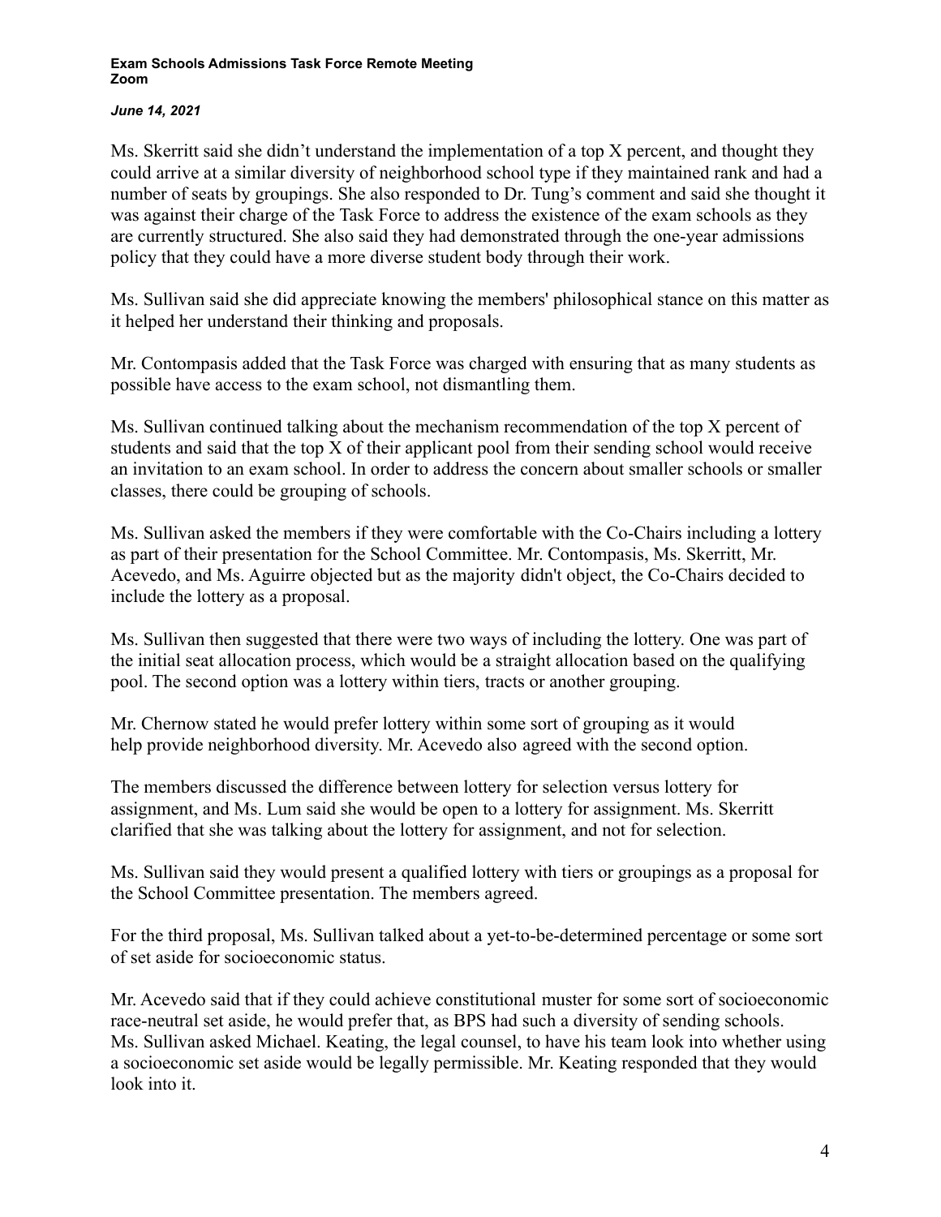Ms. Skerritt said she didn't understand the implementation of a top X percent, and thought they could arrive at a similar diversity of neighborhood school type if they maintained rank and had a number of seats by groupings. She also responded to Dr. Tung's comment and said she thought it was against their charge of the Task Force to address the existence of the exam schools as they are currently structured. She also said they had demonstrated through the one-year admissions policy that they could have a more diverse student body through their work.

Ms. Sullivan said she did appreciate knowing the members' philosophical stance on this matter as it helped her understand their thinking and proposals.

Mr. Contompasis added that the Task Force was charged with ensuring that as many students as possible have access to the exam school, not dismantling them.

Ms. Sullivan continued talking about the mechanism recommendation of the top X percent of students and said that the top X of their applicant pool from their sending school would receive an invitation to an exam school. In order to address the concern about smaller schools or smaller classes, there could be grouping of schools.

Ms. Sullivan asked the members if they were comfortable with the Co-Chairs including a lottery as part of their presentation for the School Committee. Mr. Contompasis, Ms. Skerritt, Mr. Acevedo, and Ms. Aguirre objected but as the majority didn't object, the Co-Chairs decided to include the lottery as a proposal.

Ms. Sullivan then suggested that there were two ways of including the lottery. One was part of the initial seat allocation process, which would be a straight allocation based on the qualifying pool. The second option was a lottery within tiers, tracts or another grouping.

Mr. Chernow stated he would prefer lottery within some sort of grouping as it would help provide neighborhood diversity. Mr. Acevedo also agreed with the second option.

The members discussed the difference between lottery for selection versus lottery for assignment, and Ms. Lum said she would be open to a lottery for assignment. Ms. Skerritt clarified that she was talking about the lottery for assignment, and not for selection.

Ms. Sullivan said they would present a qualified lottery with tiers or groupings as a proposal for the School Committee presentation. The members agreed.

For the third proposal, Ms. Sullivan talked about a yet-to-be-determined percentage or some sort of set aside for socioeconomic status.

Mr. Acevedo said that if they could achieve constitutional muster for some sort of socioeconomic race-neutral set aside, he would prefer that, as BPS had such a diversity of sending schools. Ms. Sullivan asked Michael. Keating, the legal counsel, to have his team look into whether using a socioeconomic set aside would be legally permissible. Mr. Keating responded that they would look into it.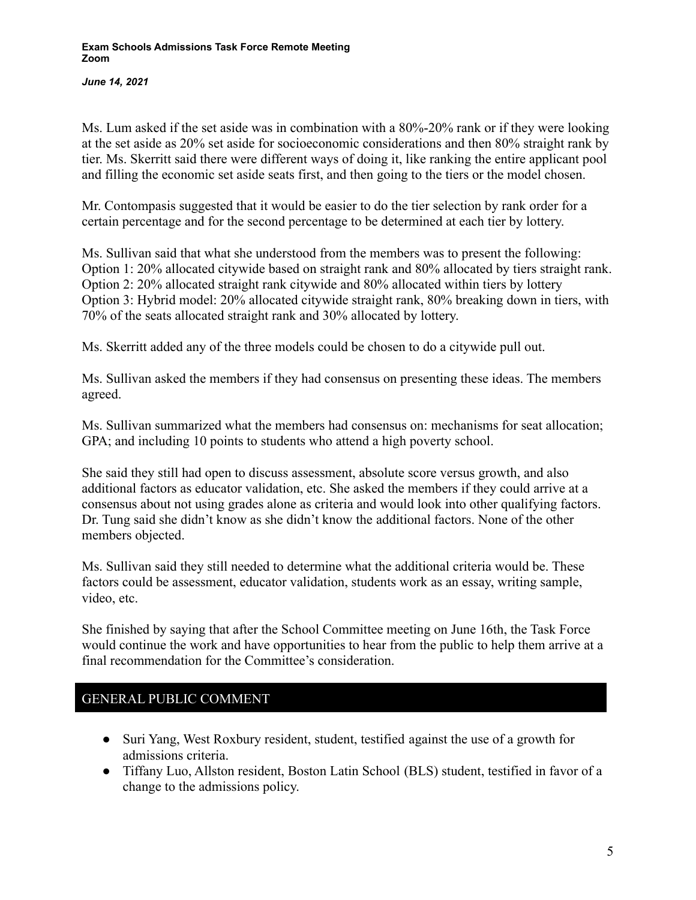Ms. Lum asked if the set aside was in combination with a 80%-20% rank or if they were looking at the set aside as 20% set aside for socioeconomic considerations and then 80% straight rank by tier. Ms. Skerritt said there were different ways of doing it, like ranking the entire applicant pool and filling the economic set aside seats first, and then going to the tiers or the model chosen.

Mr. Contompasis suggested that it would be easier to do the tier selection by rank order for a certain percentage and for the second percentage to be determined at each tier by lottery.

Ms. Sullivan said that what she understood from the members was to present the following:
Option 1: 20% allocated citywide based on straight rank and 80% allocated by tiers straight rank.
Option 2: 20% allocated straight rank citywide and 80% allocated within tiers by lottery
Option 3: Hybrid model: 20% allocated citywide straight rank, 80% breaking down in tiers, with 70% of the seats allocated straight rank and 30% allocated by lottery.

Ms. Skerritt added any of the three models could be chosen to do a citywide pull out.

Ms. Sullivan asked the members if they had consensus on presenting these ideas. The members agreed.

Ms. Sullivan summarized what the members had consensus on: mechanisms for seat allocation; GPA; and including 10 points to students who attend a high poverty school.

She said they still had open to discuss assessment, absolute score versus growth, and also additional factors as educator validation, etc. She asked the members if they could arrive at a consensus about not using grades alone as criteria and would look into other qualifying factors. Dr. Tung said she didn't know as she didn't know the additional factors. None of the other members objected.

Ms. Sullivan said they still needed to determine what the additional criteria would be. These factors could be assessment, educator validation, students work as an essay, writing sample, video, etc.

She finished by saying that after the School Committee meeting on June 16th, the Task Force would continue the work and have opportunities to hear from the public to help them arrive at a final recommendation for the Committee's consideration.

## GENERAL PUBLIC COMMENT

- Suri Yang, West Roxbury resident, student, testified against the use of a growth for admissions criteria.
- Tiffany Luo, Allston resident, Boston Latin School (BLS) student, testified in favor of a change to the admissions policy.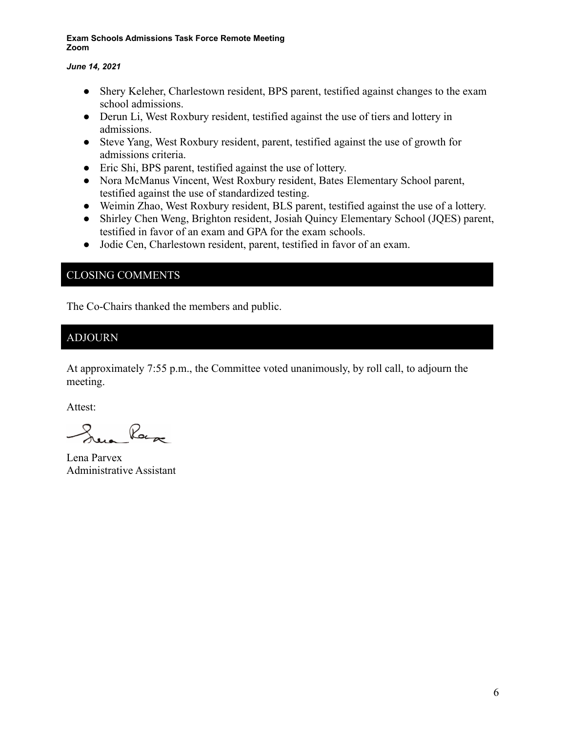- Shery Keleher, Charlestown resident, BPS parent, testified against changes to the exam school admissions.
- Derun Li, West Roxbury resident, testified against the use of tiers and lottery in admissions.
- Steve Yang, West Roxbury resident, parent, testified against the use of growth for admissions criteria.
- Eric Shi, BPS parent, testified against the use of lottery.
- Nora McManus Vincent, West Roxbury resident, Bates Elementary School parent, testified against the use of standardized testing.
- Weimin Zhao, West Roxbury resident, BLS parent, testified against the use of a lottery.
- Shirley Chen Weng, Brighton resident, Josiah Quincy Elementary School (JQES) parent, testified in favor of an exam and GPA for the exam schools.
- Jodie Cen, Charlestown resident, parent, testified in favor of an exam.

## CLOSING COMMENTS

The Co-Chairs thanked the members and public.

## ADJOURN

At approximately 7:55 p.m., the Committee voted unanimously, by roll call, to adjourn the meeting.

Attest:

Lena Parvex
Administrative Assistant